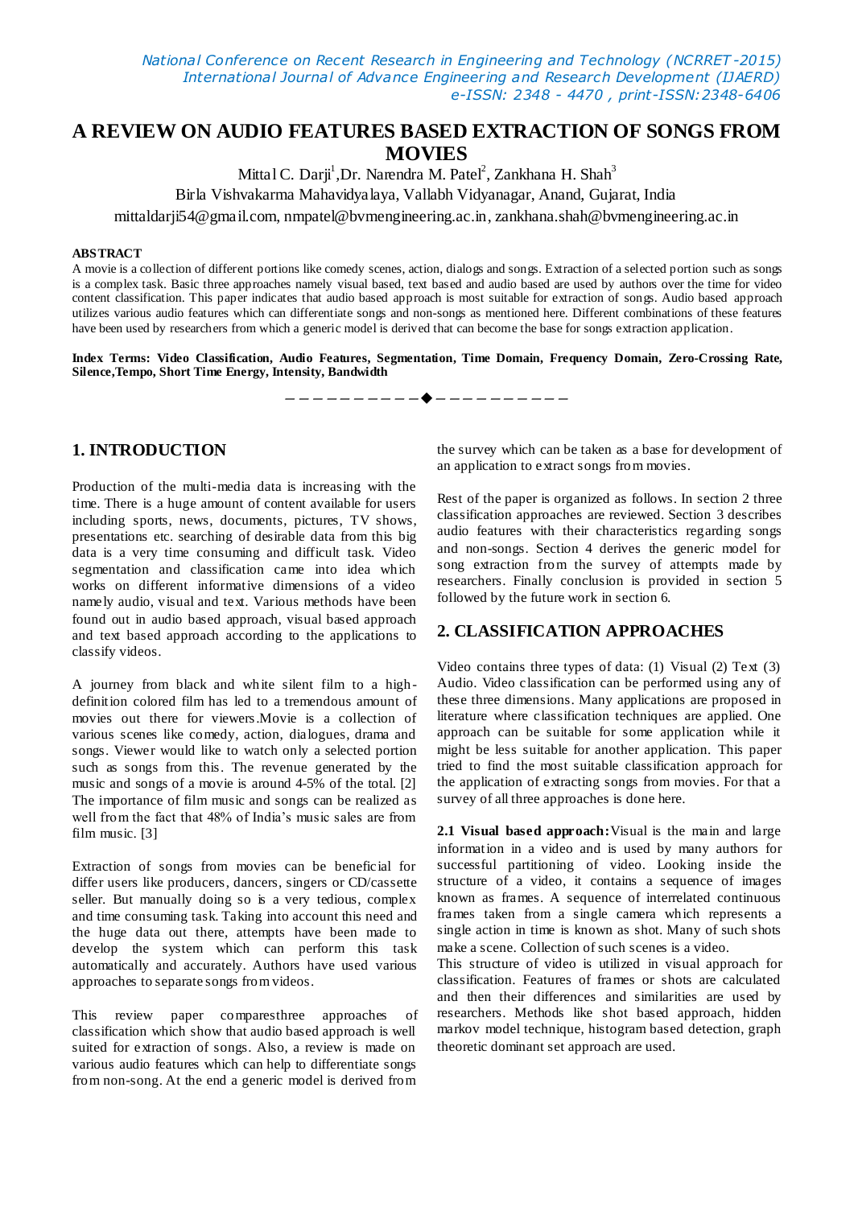# A REVIEW ON AUDIO FEATURES BASED EXTRACTION OF SONGS FROM MOVIES

Mittal C. Darji[1], Dr. Narendra M. Patel[2], Zankhana H. Shah[3]

Birla Vishvakarma Mahavidyalaya, Vallabh Vidyanagar, Anand, Gujarat, India

mittaldarji54@gmail.com, nmpatel@bvmengineering.ac.in, zankhana.shah@bvmengineering.ac.in

**ABSTRACT**

A movie is a collection of different portions like comedy scenes, action, dialogs and songs. Extraction of a selected portion such as songs is a complex task. Basic three approaches namely visual based, text based and audio based are used by authors over the time for video content classification. This paper indicates that audio based approach is most suitable for extraction of songs. Audio based approach utilizes various audio features which can differentiate songs and non-songs as mentioned here. Different combinations of these features have been used by researchers from which a generic model is derived that can become the base for songs extraction application.

**Index Terms: Video Classification, Audio Features, Segmentation, Time Domain, Frequency Domain, Zero-Crossing Rate, Silence,Tempo, Short Time Energy, Intensity, Bandwidth**

## 1. INTRODUCTION

Production of the multi-media data is increasing with the time. There is a huge amount of content available for users including sports, news, documents, pictures, TV shows, presentations etc. searching of desirable data from this big data is a very time consuming and difficult task. Video segmentation and classification came into idea which works on different informative dimensions of a video namely audio, visual and text. Various methods have been found out in audio based approach, visual based approach and text based approach according to the applications to classify videos.

A journey from black and white silent film to a high-definition colored film has led to a tremendous amount of movies out there for viewers.Movie is a collection of various scenes like comedy, action, dialogues, drama and songs. Viewer would like to watch only a selected portion such as songs from this. The revenue generated by the music and songs of a movie is around 4-5% of the total. [2] The importance of film music and songs can be realized as well from the fact that 48% of India's music sales are from film music. [3]

Extraction of songs from movies can be beneficial for differ users like producers, dancers, singers or CD/cassette seller. But manually doing so is a very tedious, complex and time consuming task. Taking into account this need and the huge data out there, attempts have been made to develop the system which can perform this task automatically and accurately. Authors have used various approaches to separate songs from videos.

This review paper comparesthree approaches of classification which show that audio based approach is well suited for extraction of songs. Also, a review is made on various audio features which can help to differentiate songs from non-song. At the end a generic model is derived from the survey which can be taken as a base for development of an application to extract songs from movies.

Rest of the paper is organized as follows. In section 2 three classification approaches are reviewed. Section 3 describes audio features with their characteristics regarding songs and non-songs. Section 4 derives the generic model for song extraction from the survey of attempts made by researchers. Finally conclusion is provided in section 5 followed by the future work in section 6.

## 2. CLASSIFICATION APPROACHES

Video contains three types of data: (1) Visual (2) Text (3) Audio. Video classification can be performed using any of these three dimensions. Many applications are proposed in literature where classification techniques are applied. One approach can be suitable for some application while it might be less suitable for another application. This paper tried to find the most suitable classification approach for the application of extracting songs from movies. For that a survey of all three approaches is done here.

**2.1 Visual based approach:** Visual is the main and large information in a video and is used by many authors for successful partitioning of video. Looking inside the structure of a video, it contains a sequence of images known as frames. A sequence of interrelated continuous frames taken from a single camera which represents a single action in time is known as shot. Many of such shots make a scene. Collection of such scenes is a video.

This structure of video is utilized in visual approach for classification. Features of frames or shots are calculated and then their differences and similarities are used by researchers. Methods like shot based approach, hidden markov model technique, histogram based detection, graph theoretic dominant set approach are used.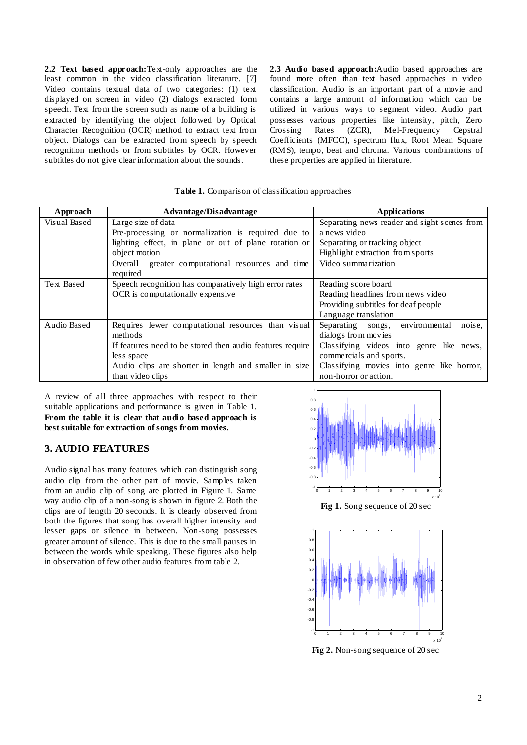**2.2 Text based approach:** Text-only approaches are the least common in the video classification literature. [7] Video contains textual data of two categories: (1) text displayed on screen in video (2) dialogs extracted form speech. Text from the screen such as name of a building is extracted by identifying the object followed by Optical Character Recognition (OCR) method to extract text from object. Dialogs can be extracted from speech by speech recognition methods or from subtitles by OCR. However subtitles do not give clear information about the sounds.

**2.3 Audio based approach:** Audio based approaches are found more often than text based approaches in video classification. Audio is an important part of a movie and contains a large amount of information which can be utilized in various ways to segment video. Audio part possesses various properties like intensity, pitch, Zero Crossing Rates (ZCR), Mel-Frequency Cepstral Coefficients (MFCC), spectrum flux, Root Mean Square (RMS), tempo, beat and chroma. Various combinations of these properties are applied in literature.

**Table 1.** Comparison of classification approaches

| Approach | Advantage/Disadvantage | Applications |
|---|---|---|
| Visual Based | Large size of data<br>Pre-processing or normalization is required due to lighting effect, in plane or out of plane rotation or object motion<br>Overall greater computational resources and time required | Separating news reader and sight scenes from a news video<br>Separating or tracking object<br>Highlight extraction from sports<br>Video summarization |
| Text Based | Speech recognition has comparatively high error rates<br>OCR is computationally expensive | Reading score board<br>Reading headlines from news video<br>Providing subtitles for deaf people<br>Language translation |
| Audio Based | Requires fewer computational resources than visual methods<br>If features need to be stored then audio features require less space<br>Audio clips are shorter in length and smaller in size than video clips | Separating songs, environmental noise, dialogs from movies<br>Classifying videos into genre like news, commercials and sports.<br>Classifying movies into genre like horror, non-horror or action. |

A review of all three approaches with respect to their suitable applications and performance is given in Table 1. **From the table it is clear that audio based approach is best suitable for extraction of songs from movies.**

## 3. AUDIO FEATURES

Audio signal has many features which can distinguish song audio clip from the other part of movie. Samples taken from an audio clip of song are plotted in Figure 1. Same way audio clip of a non-song is shown in figure 2. Both the clips are of length 20 seconds. It is clearly observed from both the figures that song has overall higher intensity and lesser gaps or silence in between. Non-song possesses greater amount of silence. This is due to the small pauses in between the words while speaking. These figures also help in observation of few other audio features from table 2.

**Fig 1.** Song sequence of 20 sec

**Fig 2.** Non-song sequence of 20 sec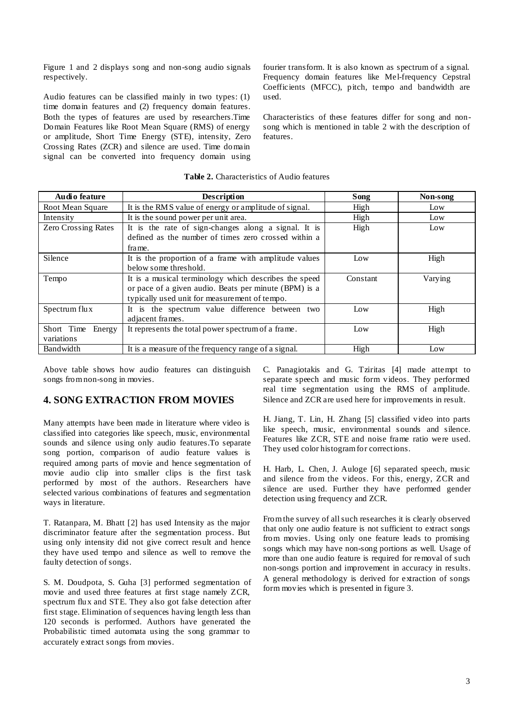Figure 1 and 2 displays song and non-song audio signals respectively.

Audio features can be classified mainly in two types: (1) time domain features and (2) frequency domain features. Both the types of features are used by researchers.Time Domain Features like Root Mean Square (RMS) of energy or amplitude, Short Time Energy (STE), intensity, Zero Crossing Rates (ZCR) and silence are used. Time domain signal can be converted into frequency domain using fourier transform. It is also known as spectrum of a signal. Frequency domain features like Mel-frequency Cepstral Coefficients (MFCC), pitch, tempo and bandwidth are used.

Characteristics of these features differ for song and non-song which is mentioned in table 2 with the description of features.

**Table 2.** Characteristics of Audio features

| Audio feature | Description | Song | Non-song |
|---|---|---|---|
| Root Mean Square | It is the RMS value of energy or amplitude of signal. | High | Low |
| Intensity | It is the sound power per unit area. | High | Low |
| Zero Crossing Rates | It is the rate of sign-changes along a signal. It is defined as the number of times zero crossed within a frame. | High | Low |
| Silence | It is the proportion of a frame with amplitude values below some threshold. | Low | High |
| Tempo | It is a musical terminology which describes the speed or pace of a given audio. Beats per minute (BPM) is a typically used unit for measurement of tempo. | Constant | Varying |
| Spectrum flux | It is the spectrum value difference between two adjacent frames. | Low | High |
| Short Time Energy variations | It represents the total power spectrum of a frame. | Low | High |
| Bandwidth | It is a measure of the frequency range of a signal. | High | Low |

Above table shows how audio features can distinguish songs from non-song in movies.

## 4. SONG EXTRACTION FROM MOVIES

Many attempts have been made in literature where video is classified into categories like speech, music, environmental sounds and silence using only audio features.To separate song portion, comparison of audio feature values is required among parts of movie and hence segmentation of movie audio clip into smaller clips is the first task performed by most of the authors. Researchers have selected various combinations of features and segmentation ways in literature.

T. Ratanpara, M. Bhatt [2] has used Intensity as the major discriminator feature after the segmentation process. But using only intensity did not give correct result and hence they have used tempo and silence as well to remove the faulty detection of songs.

S. M. Doudpota, S. Guha [3] performed segmentation of movie and used three features at first stage namely ZCR, spectrum flux and STE. They also got false detection after first stage. Elimination of sequences having length less than 120 seconds is performed. Authors have generated the Probabilistic timed automata using the song grammar to accurately extract songs from movies.

C. Panagiotakis and G. Tziritas [4] made attempt to separate speech and music form videos. They performed real time segmentation using the RMS of amplitude. Silence and ZCR are used here for improvements in result.

H. Jiang, T. Lin, H. Zhang [5] classified video into parts like speech, music, environmental sounds and silence. Features like ZCR, STE and noise frame ratio were used. They used color histogram for corrections.

H. Harb, L. Chen, J. Auloge [6] separated speech, music and silence from the videos. For this, energy, ZCR and silence are used. Further they have performed gender detection using frequency and ZCR.

From the survey of all such researches it is clearly observed that only one audio feature is not sufficient to extract songs from movies. Using only one feature leads to promising songs which may have non-song portions as well. Usage of more than one audio feature is required for removal of such non-songs portion and improvement in accuracy in results. A general methodology is derived for extraction of songs form movies which is presented in figure 3.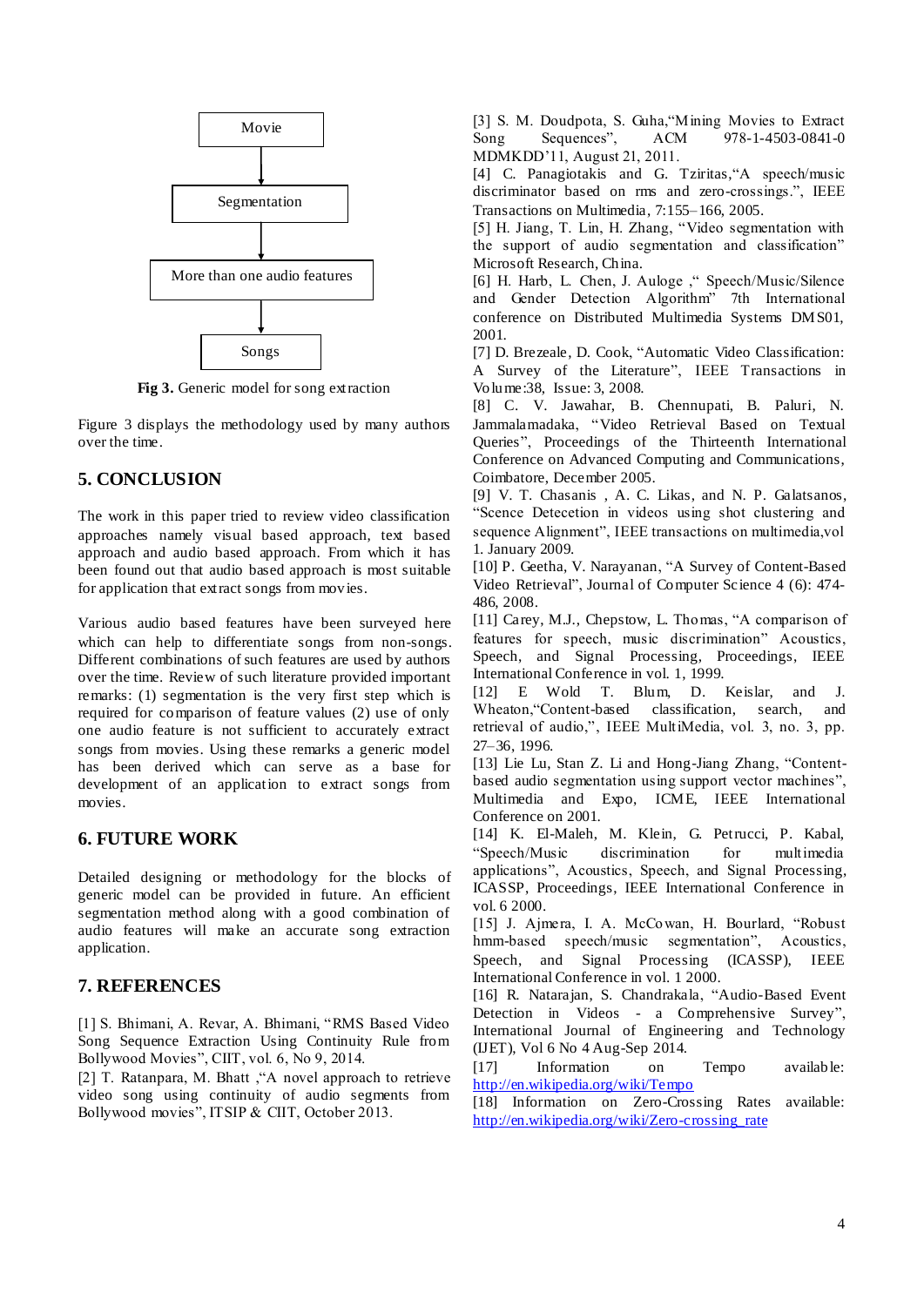Movie

Segmentation

More than one audio features

Songs

**Fig 3.** Generic model for song extraction

Figure 3 displays the methodology used by many authors over the time.

## 5. CONCLUSION

The work in this paper tried to review video classification approaches namely visual based approach, text based approach and audio based approach. From which it has been found out that audio based approach is most suitable for application that extract songs from movies.

Various audio based features have been surveyed here which can help to differentiate songs from non-songs. Different combinations of such features are used by authors over the time. Review of such literature provided important remarks: (1) segmentation is the very first step which is required for comparison of feature values (2) use of only one audio feature is not sufficient to accurately extract songs from movies. Using these remarks a generic model has been derived which can serve as a base for development of an application to extract songs from movies.

## 6. FUTURE WORK

Detailed designing or methodology for the blocks of generic model can be provided in future. An efficient segmentation method along with a good combination of audio features will make an accurate song extraction application.

## 7. REFERENCES

[1] S. Bhimani, A. Revar, A. Bhimani, "RMS Based Video Song Sequence Extraction Using Continuity Rule from Bollywood Movies", CIIT, vol. 6, No 9, 2014.

[2] T. Ratanpara, M. Bhatt ,"A novel approach to retrieve video song using continuity of audio segments from Bollywood movies", ITSIP & CIIT, October 2013.

[3] S. M. Doudpota, S. Guha,"Mining Movies to Extract Song Sequences", ACM 978-1-4503-0841-0 MDMKDD'11, August 21, 2011.

[4] C. Panagiotakis and G. Tziritas,"A speech/music discriminator based on rms and zero-crossings.", IEEE Transactions on Multimedia, 7:155–166, 2005.

[5] H. Jiang, T. Lin, H. Zhang, "Video segmentation with the support of audio segmentation and classification" Microsoft Research, China.

[6] H. Harb, L. Chen, J. Auloge ," Speech/Music/Silence and Gender Detection Algorithm" 7th International conference on Distributed Multimedia Systems DMS01, 2001.

[7] D. Brezeale, D. Cook, "Automatic Video Classification: A Survey of the Literature", IEEE Transactions in Volume:38, Issue: 3, 2008.

[8] C. V. Jawahar, B. Chennupati, B. Paluri, N. Jammalamadaka, "Video Retrieval Based on Textual Queries", Proceedings of the Thirteenth International Conference on Advanced Computing and Communications, Coimbatore, December 2005.

[9] V. T. Chasanis , A. C. Likas, and N. P. Galatsanos, "Scence Detecetion in videos using shot clustering and sequence Alignment", IEEE transactions on multimedia,vol 1. January 2009.

[10] P. Geetha, V. Narayanan, "A Survey of Content-Based Video Retrieval", Journal of Computer Science 4 (6): 474-486, 2008.

[11] Carey, M.J., Chepstow, L. Thomas, "A comparison of features for speech, music discrimination" Acoustics, Speech, and Signal Processing, Proceedings, IEEE International Conference in vol. 1, 1999.

[12] E Wold T. Blum, D. Keislar, and J. Wheaton,"Content-based classification, search, and retrieval of audio,", IEEE MultiMedia, vol. 3, no. 3, pp. 27–36, 1996.

[13] Lie Lu, Stan Z. Li and Hong-Jiang Zhang, "Content-based audio segmentation using support vector machines", Multimedia and Expo, ICME, IEEE International Conference on 2001.

[14] K. El-Maleh, M. Klein, G. Petrucci, P. Kabal, "Speech/Music discrimination for multimedia applications", Acoustics, Speech, and Signal Processing, ICASSP, Proceedings, IEEE International Conference in vol. 6 2000.

[15] J. Ajmera, I. A. McCowan, H. Bourlard, "Robust hmm-based speech/music segmentation", Acoustics, Speech, and Signal Processing (ICASSP), IEEE International Conference in vol. 1 2000.

[16] R. Natarajan, S. Chandrakala, "Audio-Based Event Detection in Videos - a Comprehensive Survey", International Journal of Engineering and Technology (IJET), Vol 6 No 4 Aug-Sep 2014.

[17] Information on Tempo available: http://en.wikipedia.org/wiki/Tempo

[18] Information on Zero-Crossing Rates available: http://en.wikipedia.org/wiki/Zero-crossing_rate